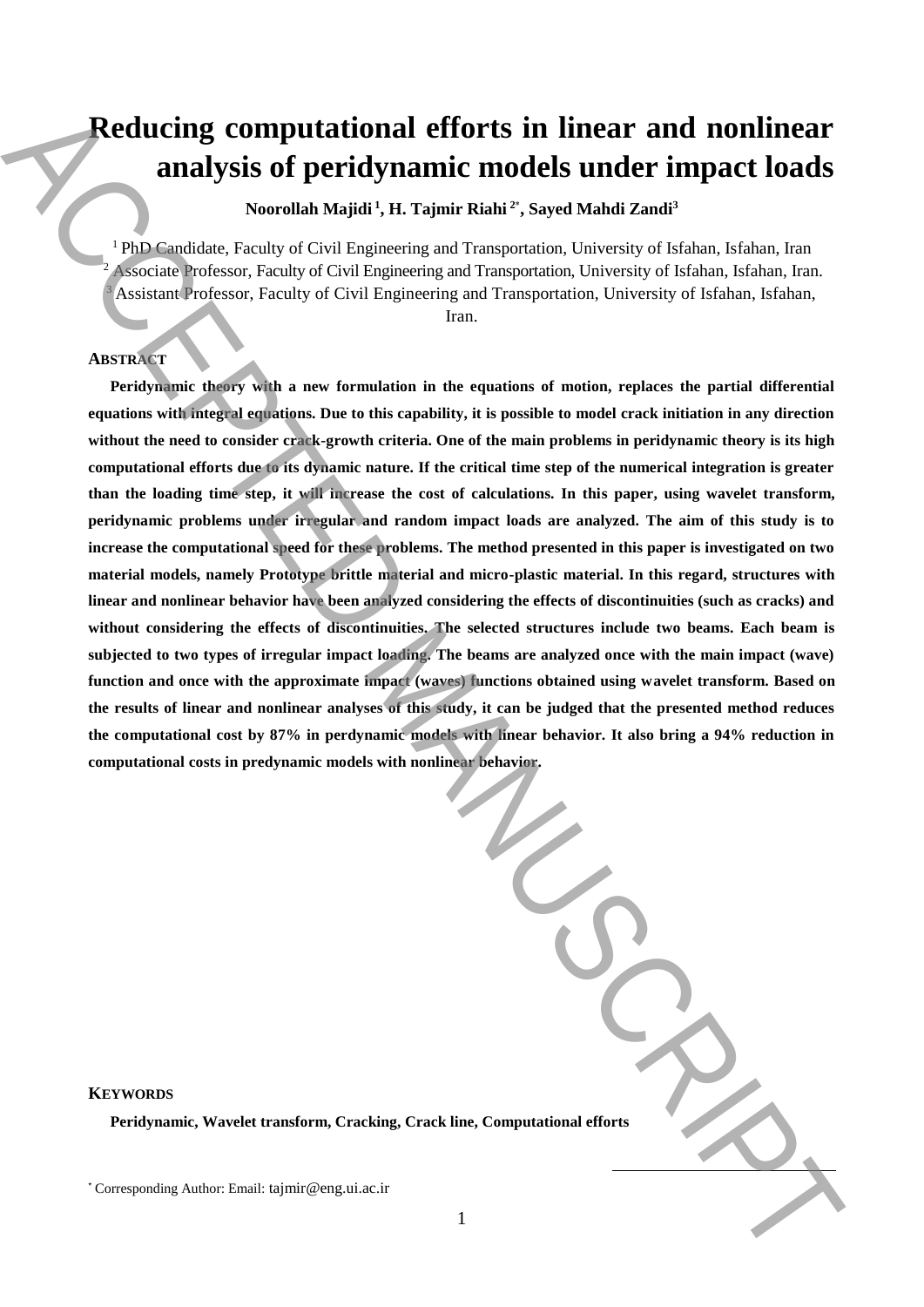# Reducing computational efforts in linear and nonlinear analysis of peridynamic models under impact loads

**Noorollah Majidi [1], H. Tajmir Riahi [2*], Sayed Mahdi Zandi [3]**

[1] PhD Candidate, Faculty of Civil Engineering and Transportation, University of Isfahan, Isfahan, Iran
[2] Associate Professor, Faculty of Civil Engineering and Transportation, University of Isfahan, Isfahan, Iran.
[3] Assistant Professor, Faculty of Civil Engineering and Transportation, University of Isfahan, Isfahan, Iran.

## Abstract

**Peridynamic theory with a new formulation in the equations of motion, replaces the partial differential equations with integral equations. Due to this capability, it is possible to model crack initiation in any direction without the need to consider crack-growth criteria. One of the main problems in peridynamic theory is its high computational efforts due to its dynamic nature. If the critical time step of the numerical integration is greater than the loading time step, it will increase the cost of calculations. In this paper, using wavelet transform, peridynamic problems under irregular and random impact loads are analyzed. The aim of this study is to increase the computational speed for these problems. The method presented in this paper is investigated on two material models, namely Prototype brittle material and micro-plastic material. In this regard, structures with linear and nonlinear behavior have been analyzed considering the effects of discontinuities (such as cracks) and without considering the effects of discontinuities. The selected structures include two beams. Each beam is subjected to two types of irregular impact loading. The beams are analyzed once with the main impact (wave) function and once with the approximate impact (waves) functions obtained using wavelet transform. Based on the results of linear and nonlinear analyses of this study, it can be judged that the presented method reduces the computational cost by 87% in perdynamic models with linear behavior. It also bring a 94% reduction in computational costs in predynamic models with nonlinear behavior.**

## Keywords

**Peridynamic, Wavelet transform, Cracking, Crack line, Computational efforts**

---

* Corresponding Author: Email: tajmir@eng.ui.ac.ir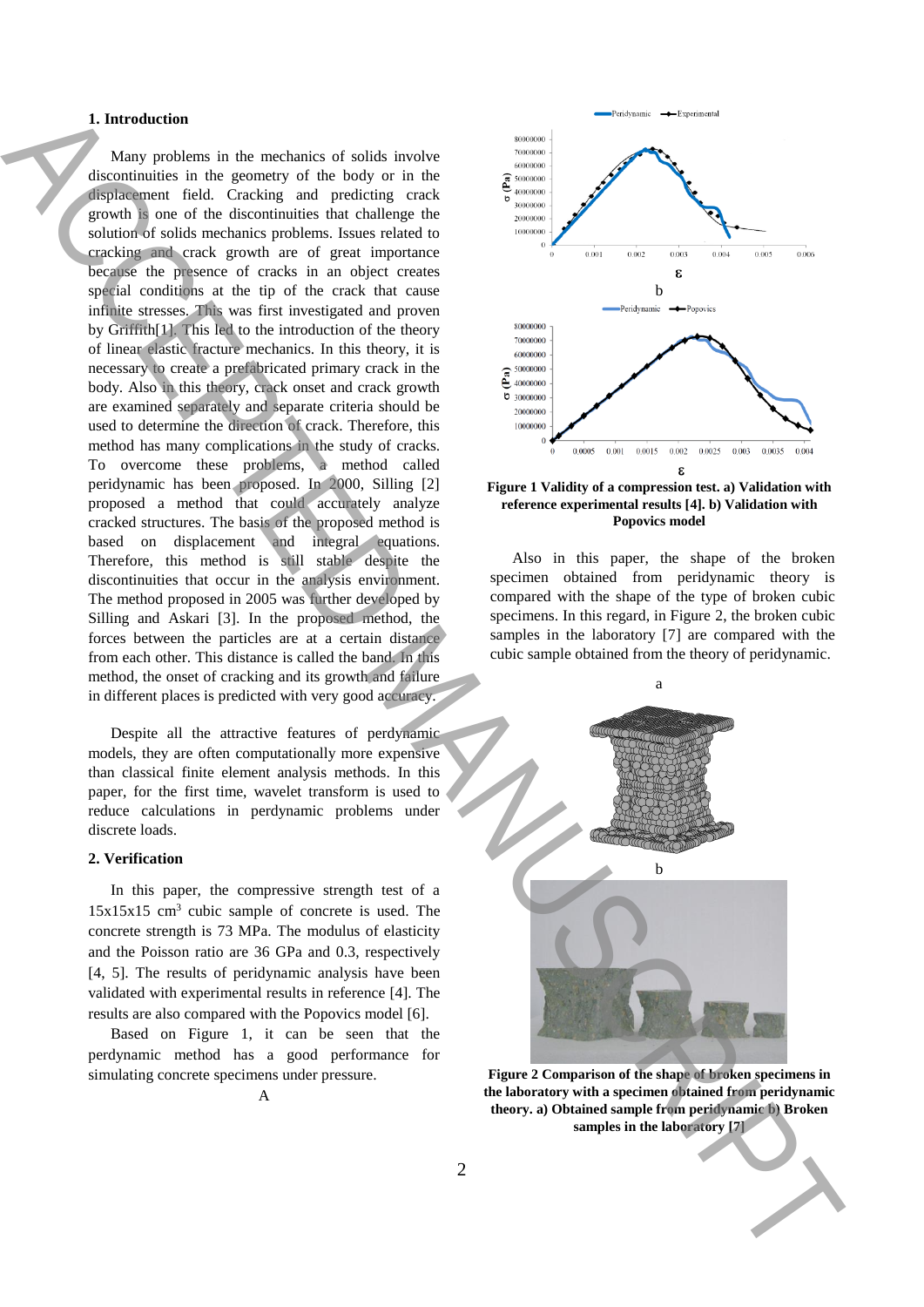## 1. Introduction

Many problems in the mechanics of solids involve discontinuities in the geometry of the body or in the displacement field. Cracking and predicting crack growth is one of the discontinuities that challenge the solution of solids mechanics problems. Issues related to cracking and crack growth are of great importance because the presence of cracks in an object creates special conditions at the tip of the crack that cause infinite stresses. This was first investigated and proven by Griffith[1]. This led to the introduction of the theory of linear elastic fracture mechanics. In this theory, it is necessary to create a prefabricated primary crack in the body. Also in this theory, crack onset and crack growth are examined separately and separate criteria should be used to determine the direction of crack. Therefore, this method has many complications in the study of cracks. To overcome these problems, a method called peridynamic has been proposed. In 2000, Silling [2] proposed a method that could accurately analyze cracked structures. The basis of the proposed method is based on displacement and integral equations. Therefore, this method is still stable despite the discontinuities that occur in the analysis environment. The method proposed in 2005 was further developed by Silling and Askari [3]. In the proposed method, the forces between the particles are at a certain distance from each other. This distance is called the band. In this method, the onset of cracking and its growth and failure in different places is predicted with very good accuracy.

Despite all the attractive features of perdynamic models, they are often computationally more expensive than classical finite element analysis methods. In this paper, for the first time, wavelet transform is used to reduce calculations in perdynamic problems under discrete loads.

## 2. Verification

In this paper, the compressive strength test of a 15x15x15 cm$^3$ cubic sample of concrete is used. The concrete strength is 73 MPa. The modulus of elasticity and the Poisson ratio are 36 GPa and 0.3, respectively [4, 5]. The results of peridynamic analysis have been validated with experimental results in reference [4]. The results are also compared with the Popovics model [6].

Based on Figure 1, it can be seen that the perdynamic method has a good performance for simulating concrete specimens under pressure.

**Figure 1 Validity of a compression test. a) Validation with reference experimental results [4]. b) Validation with Popovics model**

Also in this paper, the shape of the broken specimen obtained from peridynamic theory is compared with the shape of the type of broken cubic specimens. In this regard, in Figure 2, the broken cubic samples in the laboratory [7] are compared with the cubic sample obtained from the theory of peridynamic.

**Figure 2 Comparison of the shape of broken specimens in the laboratory with a specimen obtained from peridynamic theory. a) Obtained sample from peridynamic b) Broken samples in the laboratory [7]**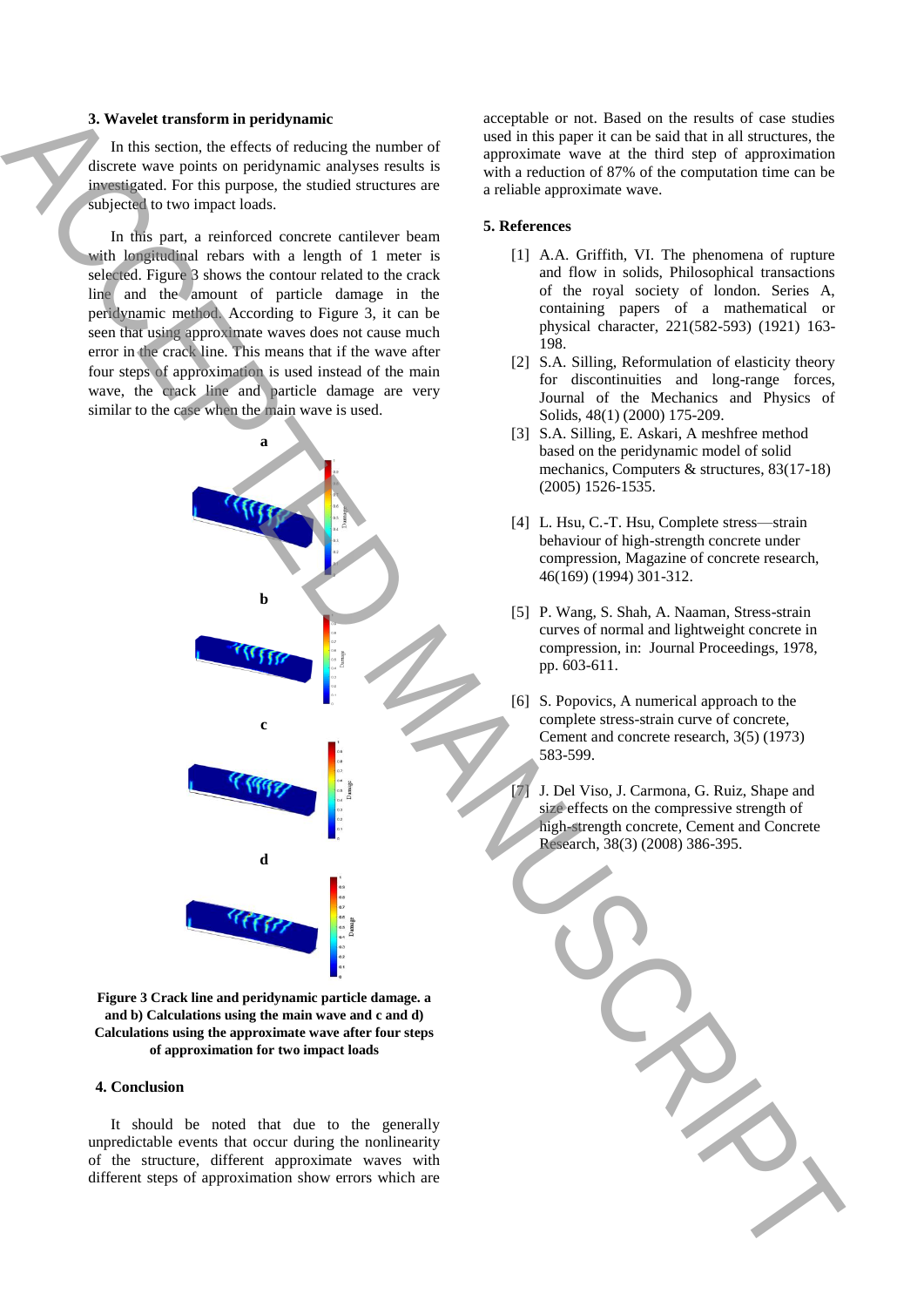## 3. Wavelet transform in peridynamic

In this section, the effects of reducing the number of discrete wave points on peridynamic analyses results is investigated. For this purpose, the studied structures are subjected to two impact loads.

In this part, a reinforced concrete cantilever beam with longitudinal rebars with a length of 1 meter is selected. Figure 3 shows the contour related to the crack line and the amount of particle damage in the peridynamic method. According to Figure 3, it can be seen that using approximate waves does not cause much error in the crack line. This means that if the wave after four steps of approximation is used instead of the main wave, the crack line and particle damage are very similar to the case when the main wave is used.

a

b

c

d

**Figure 3 Crack line and peridynamic particle damage. a and b) Calculations using the main wave and c and d) Calculations using the approximate wave after four steps of approximation for two impact loads**

## 4. Conclusion

It should be noted that due to the generally unpredictable events that occur during the nonlinearity of the structure, different approximate waves with different steps of approximation show errors which are acceptable or not. Based on the results of case studies used in this paper it can be said that in all structures, the approximate wave at the third step of approximation with a reduction of 87% of the computation time can be a reliable approximate wave.

## 5. References

[1] A.A. Griffith, VI. The phenomena of rupture and flow in solids, Philosophical transactions of the royal society of london. Series A, containing papers of a mathematical or physical character, 221(582-593) (1921) 163-198.

[2] S.A. Silling, Reformulation of elasticity theory for discontinuities and long-range forces, Journal of the Mechanics and Physics of Solids, 48(1) (2000) 175-209.

[3] S.A. Silling, E. Askari, A meshfree method based on the peridynamic model of solid mechanics, Computers & structures, 83(17-18) (2005) 1526-1535.

[4] L. Hsu, C.-T. Hsu, Complete stress—strain behaviour of high-strength concrete under compression, Magazine of concrete research, 46(169) (1994) 301-312.

[5] P. Wang, S. Shah, A. Naaman, Stress-strain curves of normal and lightweight concrete in compression, in: Journal Proceedings, 1978, pp. 603-611.

[6] S. Popovics, A numerical approach to the complete stress-strain curve of concrete, Cement and concrete research, 3(5) (1973) 583-599.

[7] J. Del Viso, J. Carmona, G. Ruiz, Shape and size effects on the compressive strength of high-strength concrete, Cement and Concrete Research, 38(3) (2008) 386-395.